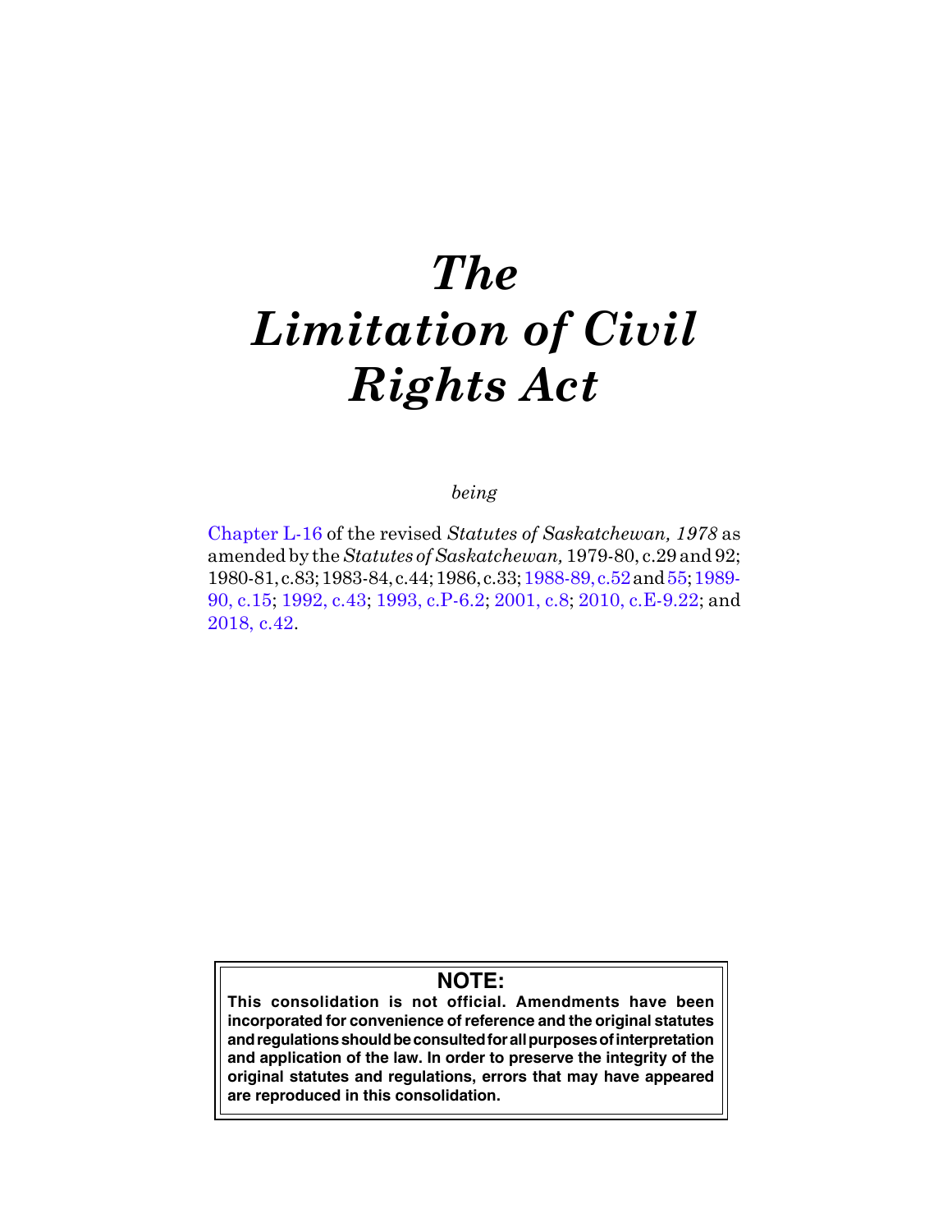# *The Limitation of Civil Rights Act*

*being*

Chapter L-16 of the revised *Statutes of Saskatchewan, 1978* as amended by the *Statutes of Saskatchewan,* 1979-80, c.29 and 92; 1980-81, c.83; 1983-84, c.44; 1986, c.33; 1988-89, c.52 and 55; 1989-90, c.15; 1992, c.43; 1993, c.P-6.2; 2001, c.8; 2010, c.E-9.22; and 2018, c.42.

**NOTE:**

**This consolidation is not official. Amendments have been incorporated for convenience of reference and the original statutes and regulations should be consulted for all purposes of interpretation and application of the law. In order to preserve the integrity of the original statutes and regulations, errors that may have appeared are reproduced in this consolidation.**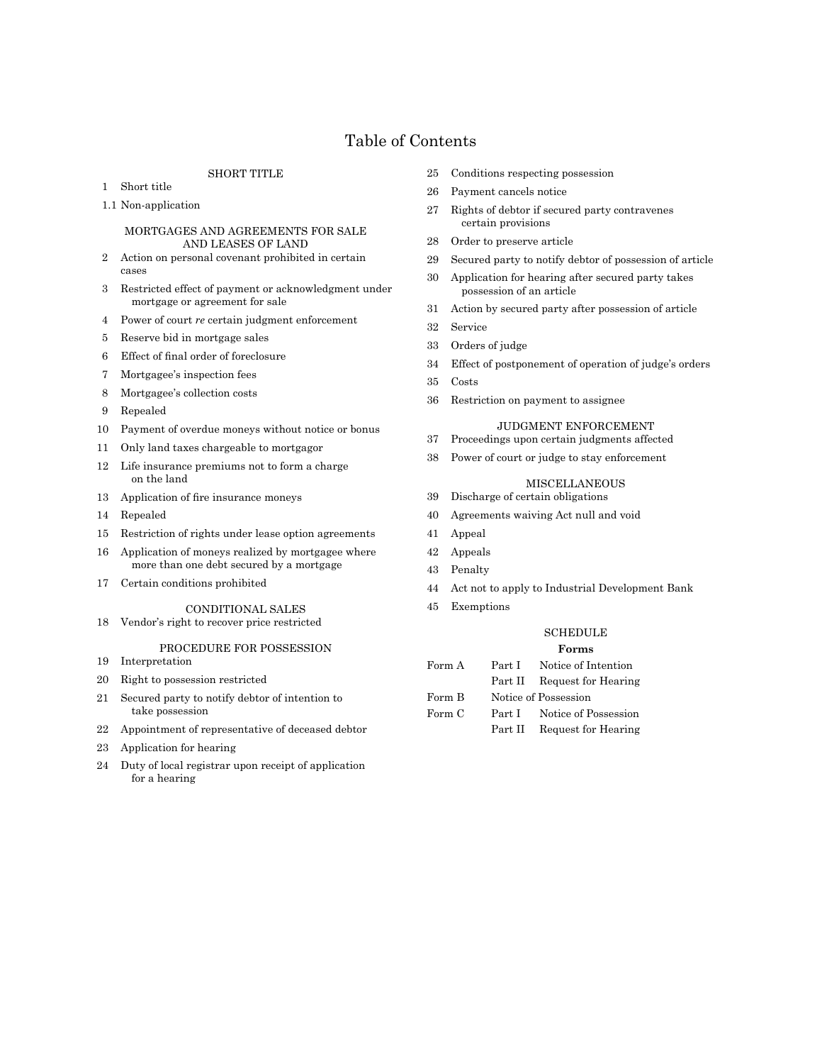# Table of Contents

### SHORT TITLE

1 Short title

1.1 Non-application

### MORTGAGES AND AGREEMENTS FOR SALE AND LEASES OF LAND

2 Action on personal covenant prohibited in certain cases

3 Restricted effect of payment or acknowledgment under mortgage or agreement for sale

4 Power of court *re* certain judgment enforcement

5 Reserve bid in mortgage sales

6 Effect of final order of foreclosure

7 Mortgagee's inspection fees

8 Mortgagee's collection costs

9 Repealed

10 Payment of overdue moneys without notice or bonus

11 Only land taxes chargeable to mortgagor

12 Life insurance premiums not to form a charge on the land

13 Application of fire insurance moneys

14 Repealed

15 Restriction of rights under lease option agreements

16 Application of moneys realized by mortgagee where more than one debt secured by a mortgage

17 Certain conditions prohibited

### CONDITIONAL SALES

18 Vendor's right to recover price restricted

### PROCEDURE FOR POSSESSION

19 Interpretation

20 Right to possession restricted

21 Secured party to notify debtor of intention to take possession

22 Appointment of representative of deceased debtor

23 Application for hearing

24 Duty of local registrar upon receipt of application for a hearing

25 Conditions respecting possession

26 Payment cancels notice

27 Rights of debtor if secured party contravenes certain provisions

28 Order to preserve article

29 Secured party to notify debtor of possession of article

30 Application for hearing after secured party takes possession of an article

31 Action by secured party after possession of article

32 Service

33 Orders of judge

34 Effect of postponement of operation of judge's orders

35 Costs

36 Restriction on payment to assignee

### JUDGMENT ENFORCEMENT

37 Proceedings upon certain judgments affected

38 Power of court or judge to stay enforcement

### MISCELLANEOUS

39 Discharge of certain obligations

40 Agreements waiving Act null and void

41 Appeal

42 Appeals

43 Penalty

44 Act not to apply to Industrial Development Bank

45 Exemptions

### SCHEDULE

**Forms**

| | | |
|---|---|---|
| Form A | Part I | Notice of Intention |
| | Part II | Request for Hearing |
| Form B | Notice of Possession | |
| Form C | Part I | Notice of Possession |
| | Part II | Request for Hearing |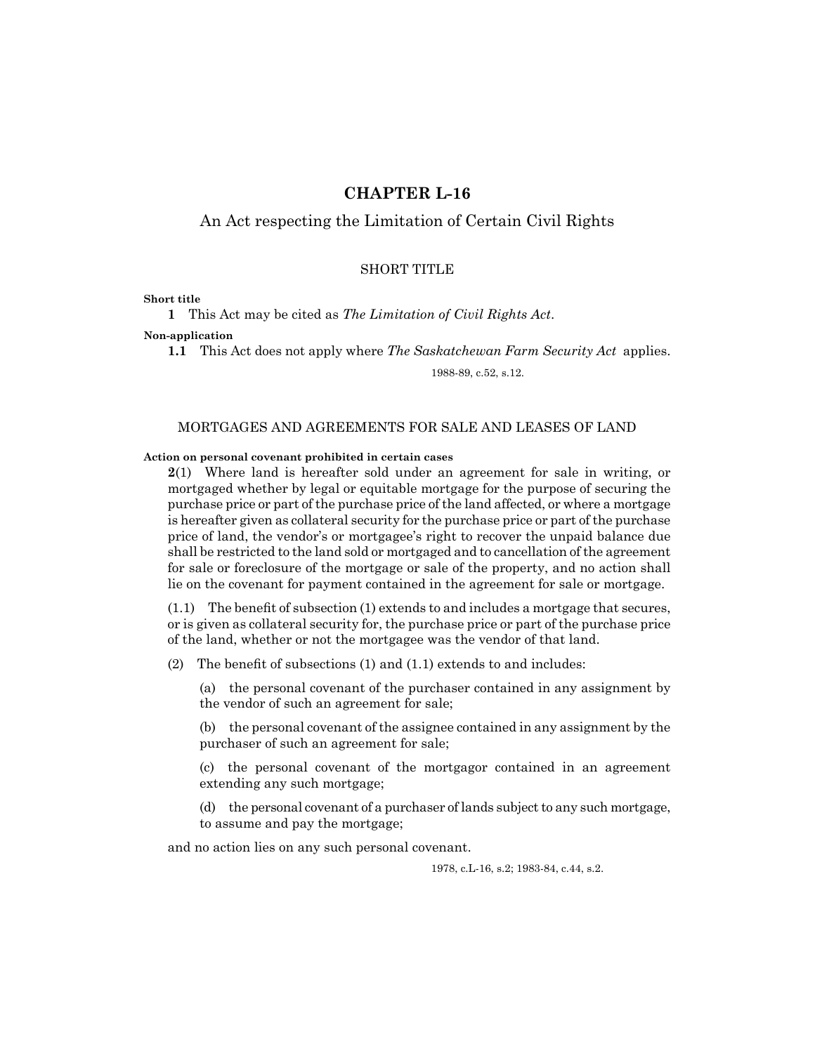# CHAPTER L-16

## An Act respecting the Limitation of Certain Civil Rights

### SHORT TITLE

**Short title**

**1** This Act may be cited as *The Limitation of Civil Rights Act*.

**Non-application**

**1.1** This Act does not apply where *The Saskatchewan Farm Security Act* applies.

1988-89, c.52, s.12.

### MORTGAGES AND AGREEMENTS FOR SALE AND LEASES OF LAND

**Action on personal covenant prohibited in certain cases**

**2**(1) Where land is hereafter sold under an agreement for sale in writing, or mortgaged whether by legal or equitable mortgage for the purpose of securing the purchase price or part of the purchase price of the land affected, or where a mortgage is hereafter given as collateral security for the purchase price or part of the purchase price of land, the vendor's or mortgagee's right to recover the unpaid balance due shall be restricted to the land sold or mortgaged and to cancellation of the agreement for sale or foreclosure of the mortgage or sale of the property, and no action shall lie on the covenant for payment contained in the agreement for sale or mortgage.

(1.1) The benefit of subsection (1) extends to and includes a mortgage that secures, or is given as collateral security for, the purchase price or part of the purchase price of the land, whether or not the mortgagee was the vendor of that land.

(2) The benefit of subsections (1) and (1.1) extends to and includes:

(a) the personal covenant of the purchaser contained in any assignment by the vendor of such an agreement for sale;

(b) the personal covenant of the assignee contained in any assignment by the purchaser of such an agreement for sale;

(c) the personal covenant of the mortgagor contained in an agreement extending any such mortgage;

(d) the personal covenant of a purchaser of lands subject to any such mortgage, to assume and pay the mortgage;

and no action lies on any such personal covenant.

1978, c.L-16, s.2; 1983-84, c.44, s.2.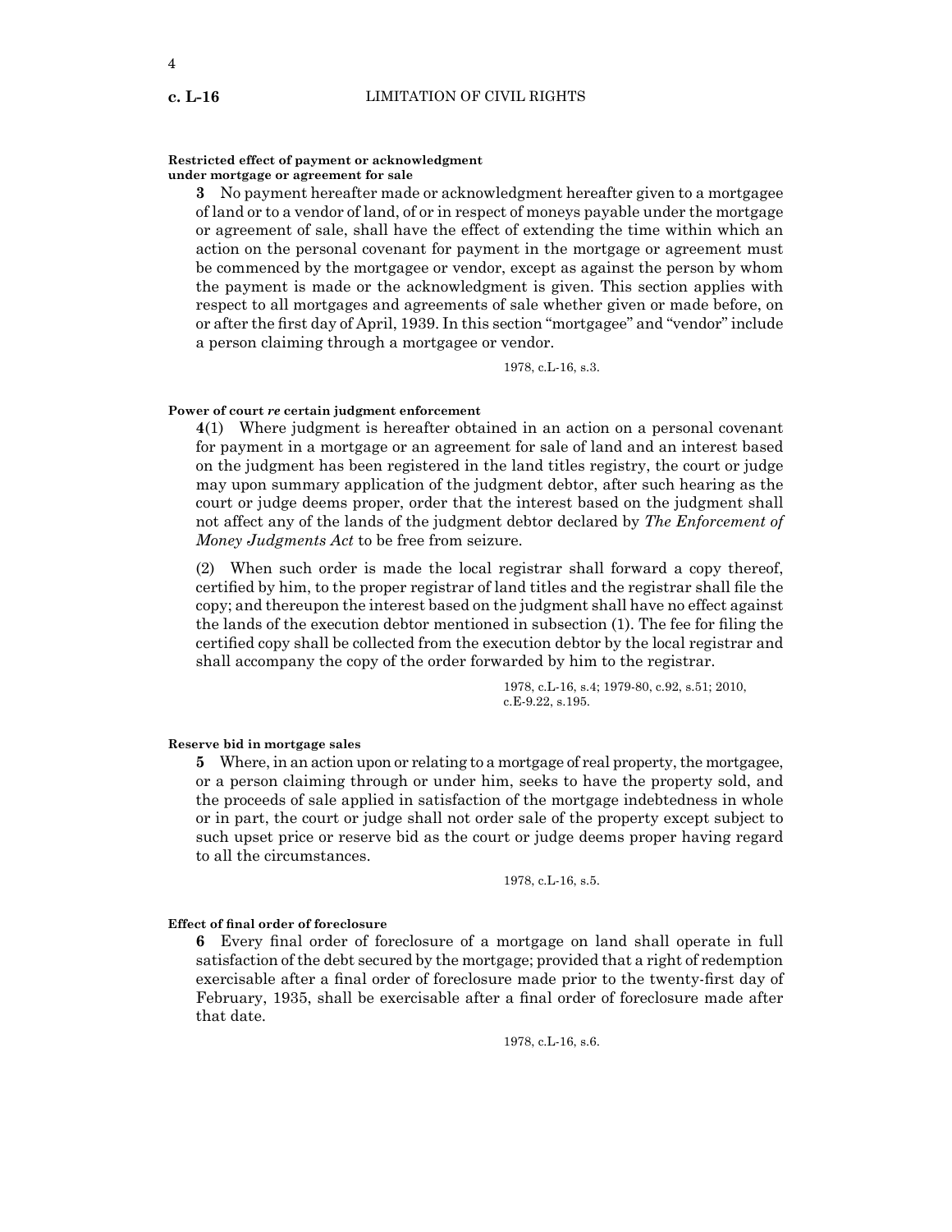**Restricted effect of payment or acknowledgment under mortgage or agreement for sale**

**3** No payment hereafter made or acknowledgment hereafter given to a mortgagee of land or to a vendor of land, of or in respect of moneys payable under the mortgage or agreement of sale, shall have the effect of extending the time within which an action on the personal covenant for payment in the mortgage or agreement must be commenced by the mortgagee or vendor, except as against the person by whom the payment is made or the acknowledgment is given. This section applies with respect to all mortgages and agreements of sale whether given or made before, on or after the first day of April, 1939. In this section "mortgagee" and "vendor" include a person claiming through a mortgagee or vendor.

1978, c.L-16, s.3.

**Power of court *re* certain judgment enforcement**

**4**(1) Where judgment is hereafter obtained in an action on a personal covenant for payment in a mortgage or an agreement for sale of land and an interest based on the judgment has been registered in the land titles registry, the court or judge may upon summary application of the judgment debtor, after such hearing as the court or judge deems proper, order that the interest based on the judgment shall not affect any of the lands of the judgment debtor declared by *The Enforcement of Money Judgments Act* to be free from seizure.

(2) When such order is made the local registrar shall forward a copy thereof, certified by him, to the proper registrar of land titles and the registrar shall file the copy; and thereupon the interest based on the judgment shall have no effect against the lands of the execution debtor mentioned in subsection (1). The fee for filing the certified copy shall be collected from the execution debtor by the local registrar and shall accompany the copy of the order forwarded by him to the registrar.

1978, c.L-16, s.4; 1979-80, c.92, s.51; 2010, c.E-9.22, s.195.

**Reserve bid in mortgage sales**

**5** Where, in an action upon or relating to a mortgage of real property, the mortgagee, or a person claiming through or under him, seeks to have the property sold, and the proceeds of sale applied in satisfaction of the mortgage indebtedness in whole or in part, the court or judge shall not order sale of the property except subject to such upset price or reserve bid as the court or judge deems proper having regard to all the circumstances.

1978, c.L-16, s.5.

**Effect of final order of foreclosure**

**6** Every final order of foreclosure of a mortgage on land shall operate in full satisfaction of the debt secured by the mortgage; provided that a right of redemption exercisable after a final order of foreclosure made prior to the twenty-first day of February, 1935, shall be exercisable after a final order of foreclosure made after that date.

1978, c.L-16, s.6.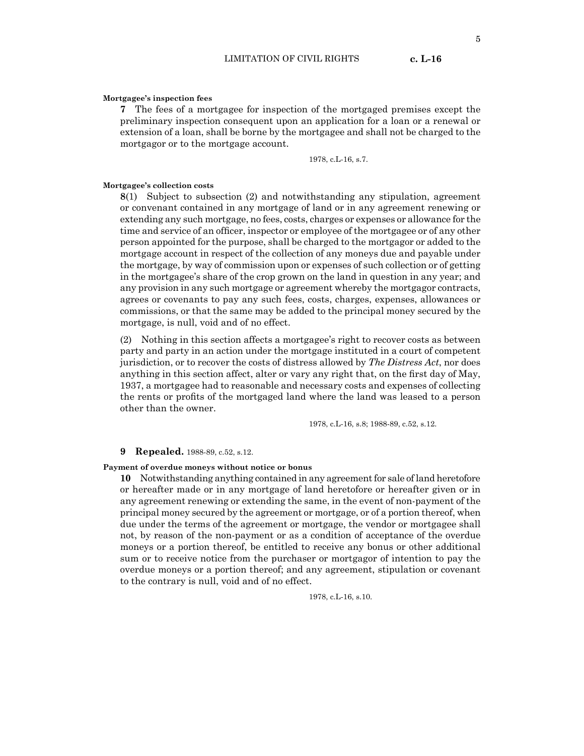**Mortgagee's inspection fees**

**7** The fees of a mortgagee for inspection of the mortgaged premises except the preliminary inspection consequent upon an application for a loan or a renewal or extension of a loan, shall be borne by the mortgagee and shall not be charged to the mortgagor or to the mortgage account.

1978, c.L-16, s.7.

**Mortgagee's collection costs**

**8**(1) Subject to subsection (2) and notwithstanding any stipulation, agreement or convenant contained in any mortgage of land or in any agreement renewing or extending any such mortgage, no fees, costs, charges or expenses or allowance for the time and service of an officer, inspector or employee of the mortgagee or of any other person appointed for the purpose, shall be charged to the mortgagor or added to the mortgage account in respect of the collection of any moneys due and payable under the mortgage, by way of commission upon or expenses of such collection or of getting in the mortgagee's share of the crop grown on the land in question in any year; and any provision in any such mortgage or agreement whereby the mortgagor contracts, agrees or covenants to pay any such fees, costs, charges, expenses, allowances or commissions, or that the same may be added to the principal money secured by the mortgage, is null, void and of no effect.

(2) Nothing in this section affects a mortgagee's right to recover costs as between party and party in an action under the mortgage instituted in a court of competent jurisdiction, or to recover the costs of distress allowed by *The Distress Act*, nor does anything in this section affect, alter or vary any right that, on the first day of May, 1937, a mortgagee had to reasonable and necessary costs and expenses of collecting the rents or profits of the mortgaged land where the land was leased to a person other than the owner.

1978, c.L-16, s.8; 1988-89, c.52, s.12.

**9 Repealed.** 1988-89, c.52, s.12.

**Payment of overdue moneys without notice or bonus**

**10** Notwithstanding anything contained in any agreement for sale of land heretofore or hereafter made or in any mortgage of land heretofore or hereafter given or in any agreement renewing or extending the same, in the event of non-payment of the principal money secured by the agreement or mortgage, or of a portion thereof, when due under the terms of the agreement or mortgage, the vendor or mortgagee shall not, by reason of the non-payment or as a condition of acceptance of the overdue moneys or a portion thereof, be entitled to receive any bonus or other additional sum or to receive notice from the purchaser or mortgagor of intention to pay the overdue moneys or a portion thereof; and any agreement, stipulation or covenant to the contrary is null, void and of no effect.

1978, c.L-16, s.10.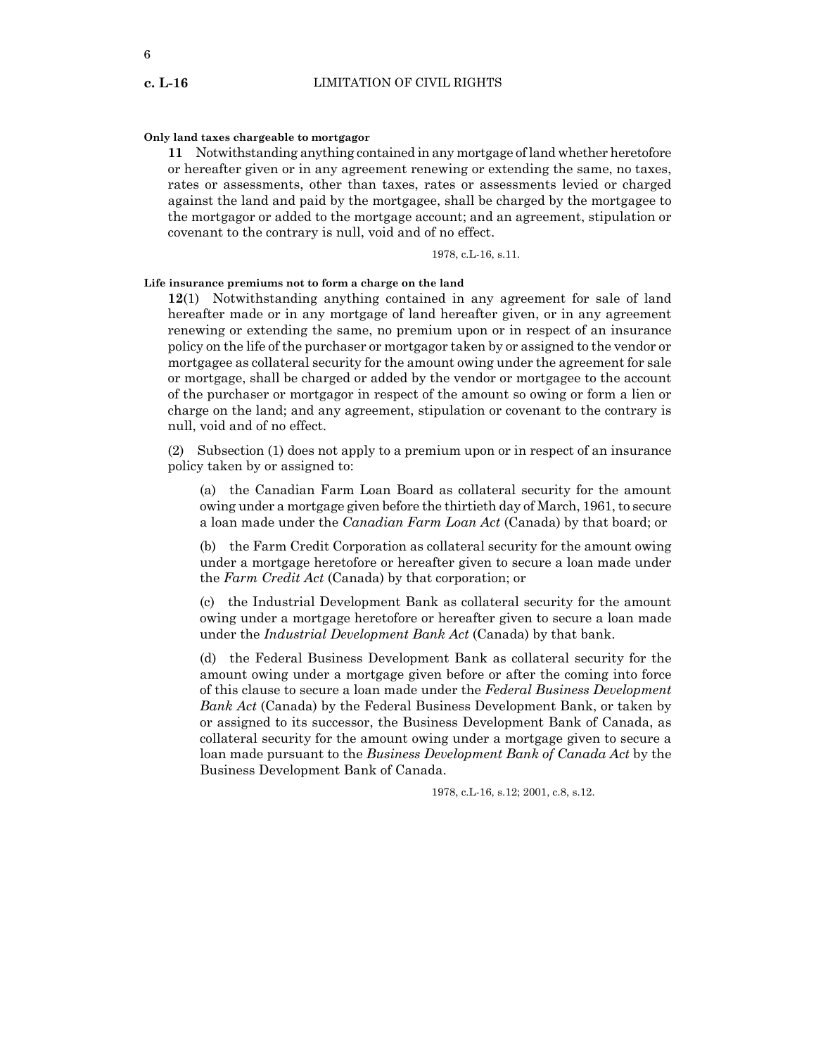**Only land taxes chargeable to mortgagor**

**11** Notwithstanding anything contained in any mortgage of land whether heretofore or hereafter given or in any agreement renewing or extending the same, no taxes, rates or assessments, other than taxes, rates or assessments levied or charged against the land and paid by the mortgagee, shall be charged by the mortgagee to the mortgagor or added to the mortgage account; and an agreement, stipulation or covenant to the contrary is null, void and of no effect.

1978, c.L-16, s.11.

**Life insurance premiums not to form a charge on the land**

**12**(1) Notwithstanding anything contained in any agreement for sale of land hereafter made or in any mortgage of land hereafter given, or in any agreement renewing or extending the same, no premium upon or in respect of an insurance policy on the life of the purchaser or mortgagor taken by or assigned to the vendor or mortgagee as collateral security for the amount owing under the agreement for sale or mortgage, shall be charged or added by the vendor or mortgagee to the account of the purchaser or mortgagor in respect of the amount so owing or form a lien or charge on the land; and any agreement, stipulation or covenant to the contrary is null, void and of no effect.

(2) Subsection (1) does not apply to a premium upon or in respect of an insurance policy taken by or assigned to:

(a) the Canadian Farm Loan Board as collateral security for the amount owing under a mortgage given before the thirtieth day of March, 1961, to secure a loan made under the *Canadian Farm Loan Act* (Canada) by that board; or

(b) the Farm Credit Corporation as collateral security for the amount owing under a mortgage heretofore or hereafter given to secure a loan made under the *Farm Credit Act* (Canada) by that corporation; or

(c) the Industrial Development Bank as collateral security for the amount owing under a mortgage heretofore or hereafter given to secure a loan made under the *Industrial Development Bank Act* (Canada) by that bank.

(d) the Federal Business Development Bank as collateral security for the amount owing under a mortgage given before or after the coming into force of this clause to secure a loan made under the *Federal Business Development Bank Act* (Canada) by the Federal Business Development Bank, or taken by or assigned to its successor, the Business Development Bank of Canada, as collateral security for the amount owing under a mortgage given to secure a loan made pursuant to the *Business Development Bank of Canada Act* by the Business Development Bank of Canada.

1978, c.L-16, s.12; 2001, c.8, s.12.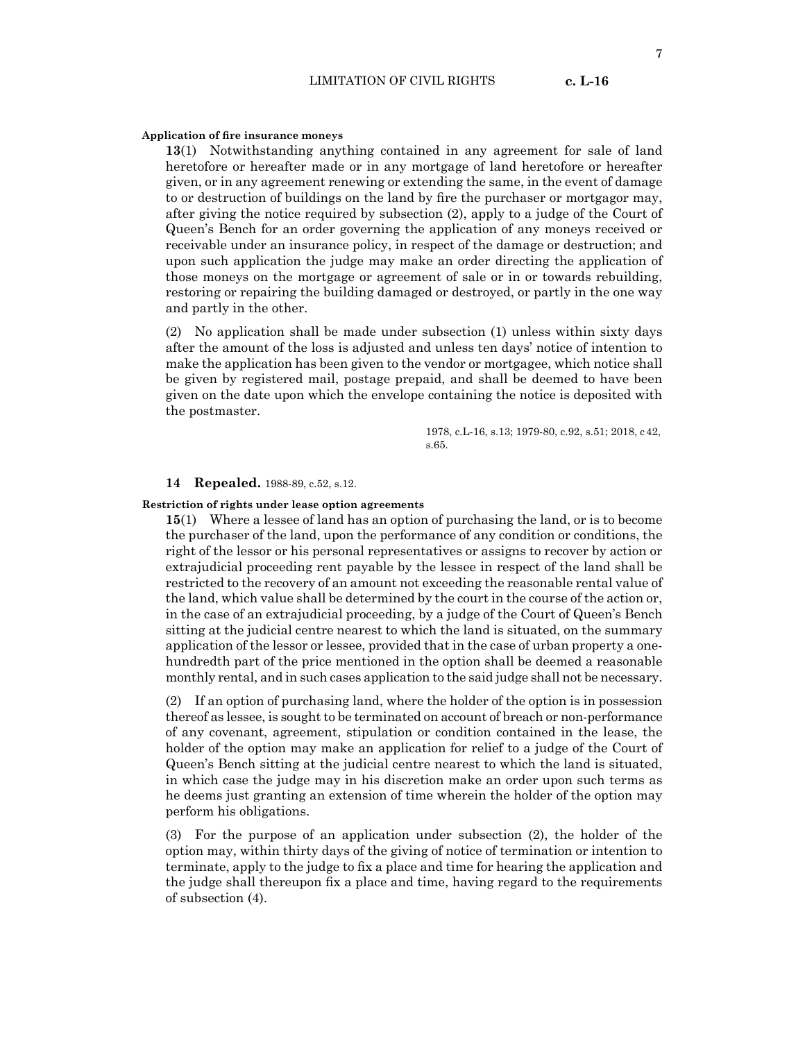**Application of fire insurance moneys**

**13**(1) Notwithstanding anything contained in any agreement for sale of land heretofore or hereafter made or in any mortgage of land heretofore or hereafter given, or in any agreement renewing or extending the same, in the event of damage to or destruction of buildings on the land by fire the purchaser or mortgagor may, after giving the notice required by subsection (2), apply to a judge of the Court of Queen's Bench for an order governing the application of any moneys received or receivable under an insurance policy, in respect of the damage or destruction; and upon such application the judge may make an order directing the application of those moneys on the mortgage or agreement of sale or in or towards rebuilding, restoring or repairing the building damaged or destroyed, or partly in the one way and partly in the other.

(2) No application shall be made under subsection (1) unless within sixty days after the amount of the loss is adjusted and unless ten days' notice of intention to make the application has been given to the vendor or mortgagee, which notice shall be given by registered mail, postage prepaid, and shall be deemed to have been given on the date upon which the envelope containing the notice is deposited with the postmaster.

1978, c.L-16, s.13; 1979-80, c.92, s.51; 2018, c 42, s.65.

**14 Repealed.** 1988-89, c.52, s.12.

**Restriction of rights under lease option agreements**

**15**(1) Where a lessee of land has an option of purchasing the land, or is to become the purchaser of the land, upon the performance of any condition or conditions, the right of the lessor or his personal representatives or assigns to recover by action or extrajudicial proceeding rent payable by the lessee in respect of the land shall be restricted to the recovery of an amount not exceeding the reasonable rental value of the land, which value shall be determined by the court in the course of the action or, in the case of an extrajudicial proceeding, by a judge of the Court of Queen's Bench sitting at the judicial centre nearest to which the land is situated, on the summary application of the lessor or lessee, provided that in the case of urban property a one-hundredth part of the price mentioned in the option shall be deemed a reasonable monthly rental, and in such cases application to the said judge shall not be necessary.

(2) If an option of purchasing land, where the holder of the option is in possession thereof as lessee, is sought to be terminated on account of breach or non-performance of any covenant, agreement, stipulation or condition contained in the lease, the holder of the option may make an application for relief to a judge of the Court of Queen's Bench sitting at the judicial centre nearest to which the land is situated, in which case the judge may in his discretion make an order upon such terms as he deems just granting an extension of time wherein the holder of the option may perform his obligations.

(3) For the purpose of an application under subsection (2), the holder of the option may, within thirty days of the giving of notice of termination or intention to terminate, apply to the judge to fix a place and time for hearing the application and the judge shall thereupon fix a place and time, having regard to the requirements of subsection (4).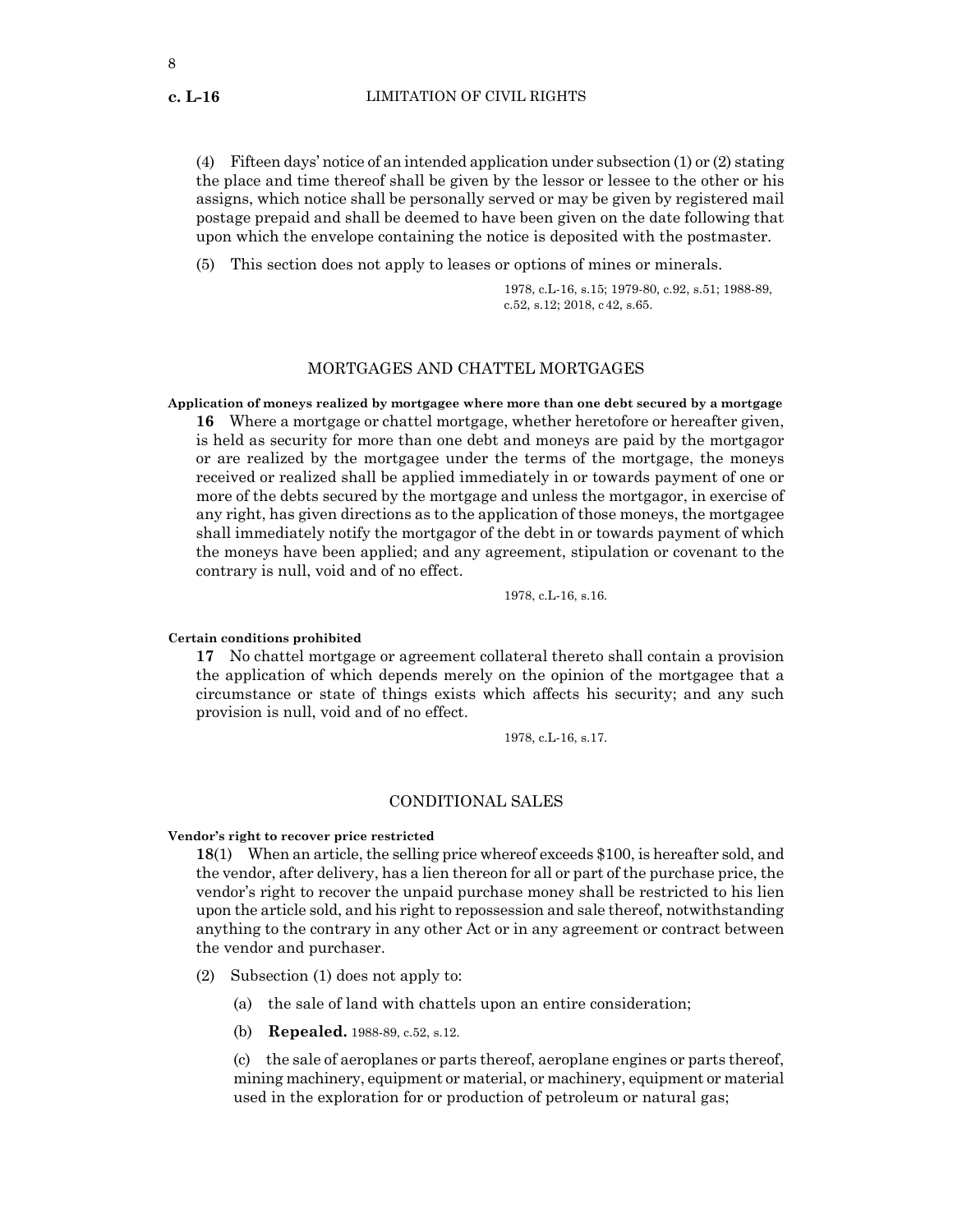(4) Fifteen days' notice of an intended application under subsection (1) or (2) stating the place and time thereof shall be given by the lessor or lessee to the other or his assigns, which notice shall be personally served or may be given by registered mail postage prepaid and shall be deemed to have been given on the date following that upon which the envelope containing the notice is deposited with the postmaster.

(5) This section does not apply to leases or options of mines or minerals.

1978, c.L-16, s.15; 1979-80, c.92, s.51; 1988-89, c.52, s.12; 2018, c 42, s.65.

## MORTGAGES AND CHATTEL MORTGAGES

**Application of moneys realized by mortgagee where more than one debt secured by a mortgage**

**16** Where a mortgage or chattel mortgage, whether heretofore or hereafter given, is held as security for more than one debt and moneys are paid by the mortgagor or are realized by the mortgagee under the terms of the mortgage, the moneys received or realized shall be applied immediately in or towards payment of one or more of the debts secured by the mortgage and unless the mortgagor, in exercise of any right, has given directions as to the application of those moneys, the mortgagee shall immediately notify the mortgagor of the debt in or towards payment of which the moneys have been applied; and any agreement, stipulation or covenant to the contrary is null, void and of no effect.

1978, c.L-16, s.16.

**Certain conditions prohibited**

**17** No chattel mortgage or agreement collateral thereto shall contain a provision the application of which depends merely on the opinion of the mortgagee that a circumstance or state of things exists which affects his security; and any such provision is null, void and of no effect.

1978, c.L-16, s.17.

## CONDITIONAL SALES

**Vendor's right to recover price restricted**

**18**(1) When an article, the selling price whereof exceeds $100, is hereafter sold, and the vendor, after delivery, has a lien thereon for all or part of the purchase price, the vendor's right to recover the unpaid purchase money shall be restricted to his lien upon the article sold, and his right to repossession and sale thereof, notwithstanding anything to the contrary in any other Act or in any agreement or contract between the vendor and purchaser.

(2) Subsection (1) does not apply to:

(a) the sale of land with chattels upon an entire consideration;

(b) **Repealed.** 1988-89, c.52, s.12.

(c) the sale of aeroplanes or parts thereof, aeroplane engines or parts thereof, mining machinery, equipment or material, or machinery, equipment or material used in the exploration for or production of petroleum or natural gas;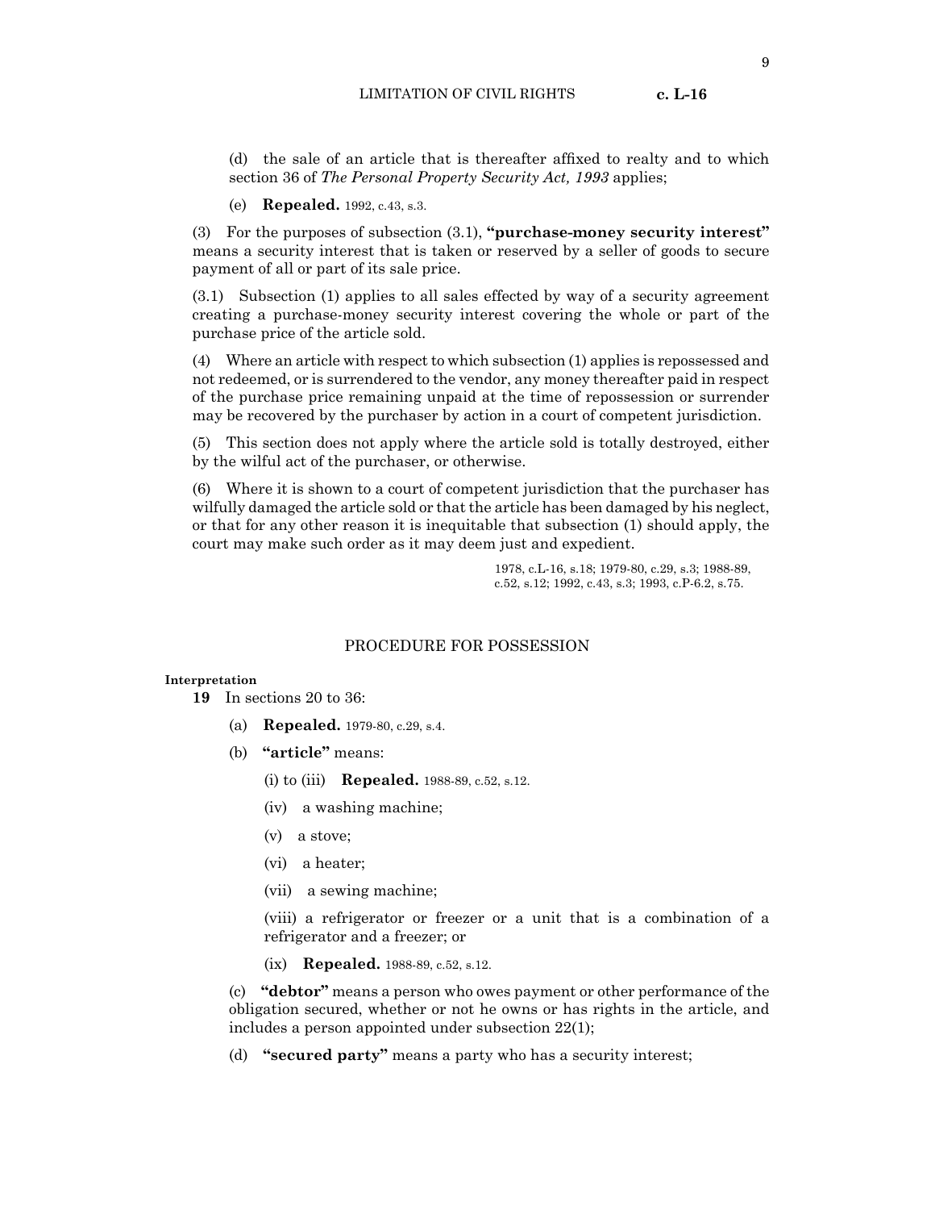(d) the sale of an article that is thereafter affixed to realty and to which section 36 of *The Personal Property Security Act, 1993* applies;

(e) **Repealed.** 1992, c.43, s.3.

(3) For the purposes of subsection (3.1), **"purchase-money security interest"** means a security interest that is taken or reserved by a seller of goods to secure payment of all or part of its sale price.

(3.1) Subsection (1) applies to all sales effected by way of a security agreement creating a purchase-money security interest covering the whole or part of the purchase price of the article sold.

(4) Where an article with respect to which subsection (1) applies is repossessed and not redeemed, or is surrendered to the vendor, any money thereafter paid in respect of the purchase price remaining unpaid at the time of repossession or surrender may be recovered by the purchaser by action in a court of competent jurisdiction.

(5) This section does not apply where the article sold is totally destroyed, either by the wilful act of the purchaser, or otherwise.

(6) Where it is shown to a court of competent jurisdiction that the purchaser has wilfully damaged the article sold or that the article has been damaged by his neglect, or that for any other reason it is inequitable that subsection (1) should apply, the court may make such order as it may deem just and expedient.

1978, c.L-16, s.18; 1979-80, c.29, s.3; 1988-89, c.52, s.12; 1992, c.43, s.3; 1993, c.P-6.2, s.75.

## PROCEDURE FOR POSSESSION

**Interpretation**

**19** In sections 20 to 36:

(a) **Repealed.** 1979-80, c.29, s.4.

(b) **"article"** means:

(i) to (iii) **Repealed.** 1988-89, c.52, s.12.

(iv) a washing machine;

(v) a stove;

(vi) a heater;

(vii) a sewing machine;

(viii) a refrigerator or freezer or a unit that is a combination of a refrigerator and a freezer; or

(ix) **Repealed.** 1988-89, c.52, s.12.

(c) **"debtor"** means a person who owes payment or other performance of the obligation secured, whether or not he owns or has rights in the article, and includes a person appointed under subsection 22(1);

(d) **"secured party"** means a party who has a security interest;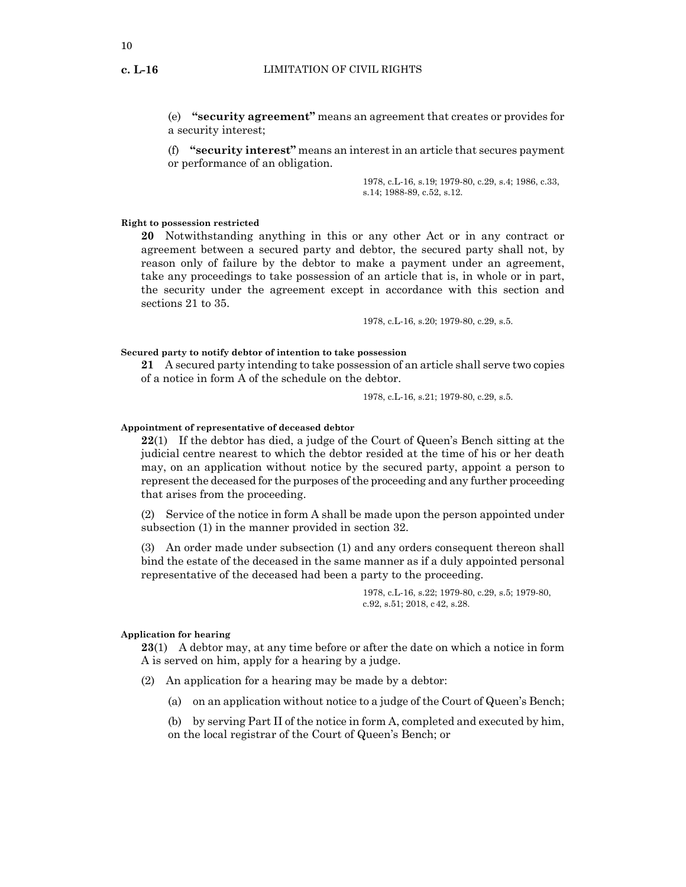(e) **"security agreement"** means an agreement that creates or provides for a security interest;

(f) **"security interest"** means an interest in an article that secures payment or performance of an obligation.

1978, c.L-16, s.19; 1979-80, c.29, s.4; 1986, c.33, s.14; 1988-89, c.52, s.12.

**Right to possession restricted**

**20** Notwithstanding anything in this or any other Act or in any contract or agreement between a secured party and debtor, the secured party shall not, by reason only of failure by the debtor to make a payment under an agreement, take any proceedings to take possession of an article that is, in whole or in part, the security under the agreement except in accordance with this section and sections 21 to 35.

1978, c.L-16, s.20; 1979-80, c.29, s.5.

**Secured party to notify debtor of intention to take possession**

**21** A secured party intending to take possession of an article shall serve two copies of a notice in form A of the schedule on the debtor.

1978, c.L-16, s.21; 1979-80, c.29, s.5.

**Appointment of representative of deceased debtor**

**22**(1) If the debtor has died, a judge of the Court of Queen's Bench sitting at the judicial centre nearest to which the debtor resided at the time of his or her death may, on an application without notice by the secured party, appoint a person to represent the deceased for the purposes of the proceeding and any further proceeding that arises from the proceeding.

(2) Service of the notice in form A shall be made upon the person appointed under subsection (1) in the manner provided in section 32.

(3) An order made under subsection (1) and any orders consequent thereon shall bind the estate of the deceased in the same manner as if a duly appointed personal representative of the deceased had been a party to the proceeding.

1978, c.L-16, s.22; 1979-80, c.29, s.5; 1979-80, c.92, s.51; 2018, c 42, s.28.

**Application for hearing**

**23**(1) A debtor may, at any time before or after the date on which a notice in form A is served on him, apply for a hearing by a judge.

(2) An application for a hearing may be made by a debtor:

(a) on an application without notice to a judge of the Court of Queen's Bench;

(b) by serving Part II of the notice in form A, completed and executed by him, on the local registrar of the Court of Queen's Bench; or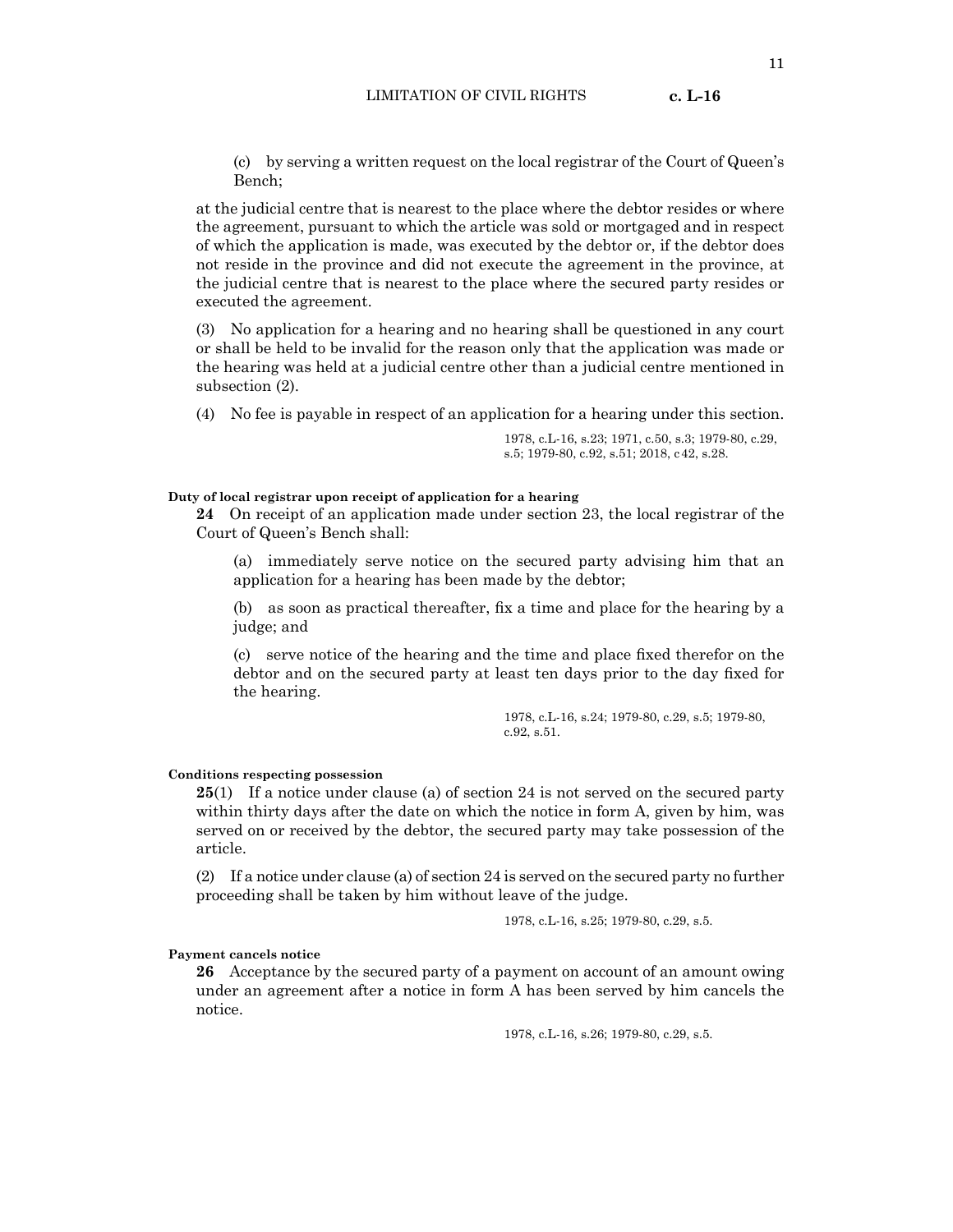(c) by serving a written request on the local registrar of the Court of Queen's Bench;

at the judicial centre that is nearest to the place where the debtor resides or where the agreement, pursuant to which the article was sold or mortgaged and in respect of which the application is made, was executed by the debtor or, if the debtor does not reside in the province and did not execute the agreement in the province, at the judicial centre that is nearest to the place where the secured party resides or executed the agreement.

(3) No application for a hearing and no hearing shall be questioned in any court or shall be held to be invalid for the reason only that the application was made or the hearing was held at a judicial centre other than a judicial centre mentioned in subsection (2).

(4) No fee is payable in respect of an application for a hearing under this section.

1978, c.L-16, s.23; 1971, c.50, s.3; 1979-80, c.29, s.5; 1979-80, c.92, s.51; 2018, c42, s.28.

**Duty of local registrar upon receipt of application for a hearing**

**24** On receipt of an application made under section 23, the local registrar of the Court of Queen's Bench shall:

(a) immediately serve notice on the secured party advising him that an application for a hearing has been made by the debtor;

(b) as soon as practical thereafter, fix a time and place for the hearing by a judge; and

(c) serve notice of the hearing and the time and place fixed therefor on the debtor and on the secured party at least ten days prior to the day fixed for the hearing.

1978, c.L-16, s.24; 1979-80, c.29, s.5; 1979-80, c.92, s.51.

**Conditions respecting possession**

**25**(1) If a notice under clause (a) of section 24 is not served on the secured party within thirty days after the date on which the notice in form A, given by him, was served on or received by the debtor, the secured party may take possession of the article.

(2) If a notice under clause (a) of section 24 is served on the secured party no further proceeding shall be taken by him without leave of the judge.

1978, c.L-16, s.25; 1979-80, c.29, s.5.

**Payment cancels notice**

**26** Acceptance by the secured party of a payment on account of an amount owing under an agreement after a notice in form A has been served by him cancels the notice.

1978, c.L-16, s.26; 1979-80, c.29, s.5.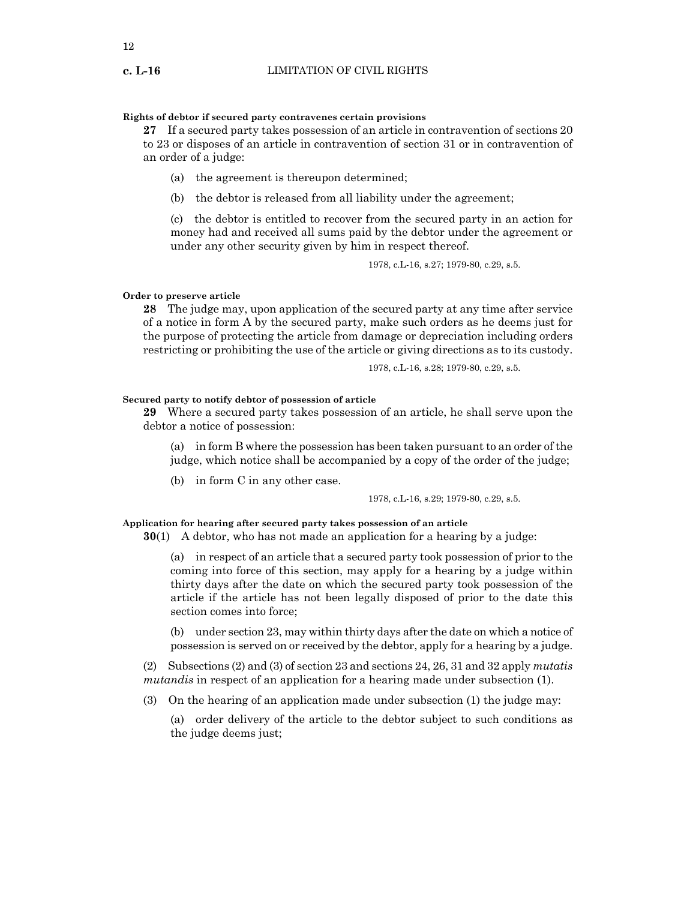**Rights of debtor if secured party contravenes certain provisions**

**27** If a secured party takes possession of an article in contravention of sections 20 to 23 or disposes of an article in contravention of section 31 or in contravention of an order of a judge:

(a) the agreement is thereupon determined;

(b) the debtor is released from all liability under the agreement;

(c) the debtor is entitled to recover from the secured party in an action for money had and received all sums paid by the debtor under the agreement or under any other security given by him in respect thereof.

1978, c.L-16, s.27; 1979-80, c.29, s.5.

**Order to preserve article**

**28** The judge may, upon application of the secured party at any time after service of a notice in form A by the secured party, make such orders as he deems just for the purpose of protecting the article from damage or depreciation including orders restricting or prohibiting the use of the article or giving directions as to its custody.

1978, c.L-16, s.28; 1979-80, c.29, s.5.

**Secured party to notify debtor of possession of article**

**29** Where a secured party takes possession of an article, he shall serve upon the debtor a notice of possession:

(a) in form B where the possession has been taken pursuant to an order of the judge, which notice shall be accompanied by a copy of the order of the judge;

(b) in form C in any other case.

1978, c.L-16, s.29; 1979-80, c.29, s.5.

**Application for hearing after secured party takes possession of an article**

**30**(1) A debtor, who has not made an application for a hearing by a judge:

(a) in respect of an article that a secured party took possession of prior to the coming into force of this section, may apply for a hearing by a judge within thirty days after the date on which the secured party took possession of the article if the article has not been legally disposed of prior to the date this section comes into force;

(b) under section 23, may within thirty days after the date on which a notice of possession is served on or received by the debtor, apply for a hearing by a judge.

(2) Subsections (2) and (3) of section 23 and sections 24, 26, 31 and 32 apply *mutatis mutandis* in respect of an application for a hearing made under subsection (1).

(3) On the hearing of an application made under subsection (1) the judge may:

(a) order delivery of the article to the debtor subject to such conditions as the judge deems just;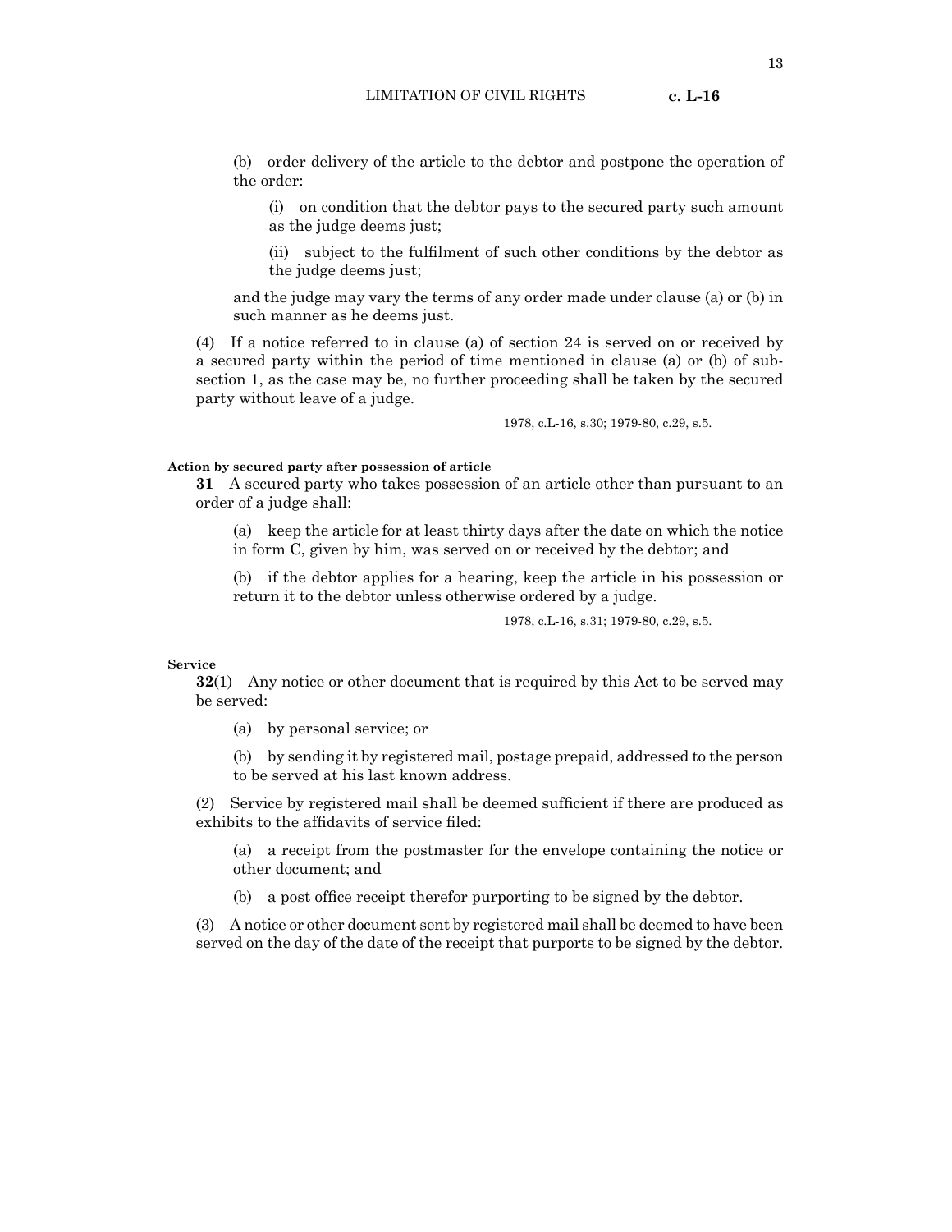(b) order delivery of the article to the debtor and postpone the operation of the order:

(i) on condition that the debtor pays to the secured party such amount as the judge deems just;

(ii) subject to the fulfilment of such other conditions by the debtor as the judge deems just;

and the judge may vary the terms of any order made under clause (a) or (b) in such manner as he deems just.

(4) If a notice referred to in clause (a) of section 24 is served on or received by a secured party within the period of time mentioned in clause (a) or (b) of subsection 1, as the case may be, no further proceeding shall be taken by the secured party without leave of a judge.

1978, c.L-16, s.30; 1979-80, c.29, s.5.

**Action by secured party after possession of article**

**31** A secured party who takes possession of an article other than pursuant to an order of a judge shall:

(a) keep the article for at least thirty days after the date on which the notice in form C, given by him, was served on or received by the debtor; and

(b) if the debtor applies for a hearing, keep the article in his possession or return it to the debtor unless otherwise ordered by a judge.

1978, c.L-16, s.31; 1979-80, c.29, s.5.

**Service**

**32**(1) Any notice or other document that is required by this Act to be served may be served:

(a) by personal service; or

(b) by sending it by registered mail, postage prepaid, addressed to the person to be served at his last known address.

(2) Service by registered mail shall be deemed sufficient if there are produced as exhibits to the affidavits of service filed:

(a) a receipt from the postmaster for the envelope containing the notice or other document; and

(b) a post office receipt therefor purporting to be signed by the debtor.

(3) A notice or other document sent by registered mail shall be deemed to have been served on the day of the date of the receipt that purports to be signed by the debtor.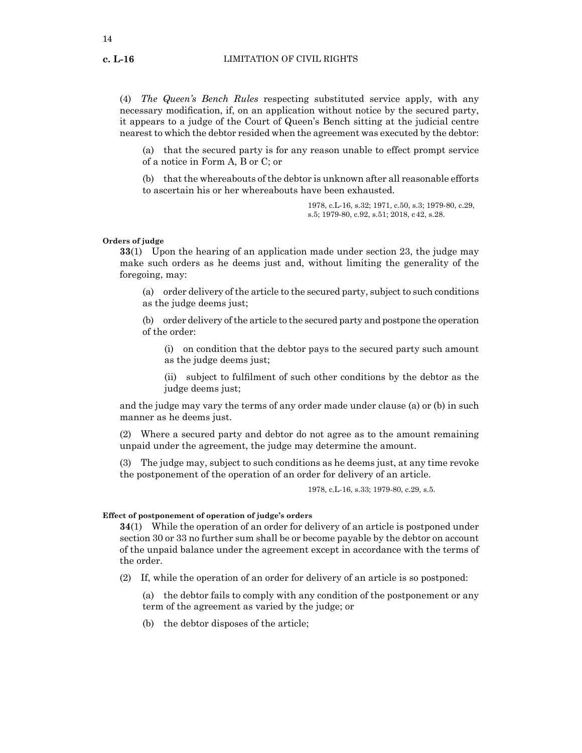(4) *The Queen's Bench Rules* respecting substituted service apply, with any necessary modification, if, on an application without notice by the secured party, it appears to a judge of the Court of Queen's Bench sitting at the judicial centre nearest to which the debtor resided when the agreement was executed by the debtor:

(a) that the secured party is for any reason unable to effect prompt service of a notice in Form A, B or C; or

(b) that the whereabouts of the debtor is unknown after all reasonable efforts to ascertain his or her whereabouts have been exhausted.

1978, c.L-16, s.32; 1971, c.50, s.3; 1979-80, c.29, s.5; 1979-80, c.92, s.51; 2018, c42, s.28.

**Orders of judge**

**33**(1) Upon the hearing of an application made under section 23, the judge may make such orders as he deems just and, without limiting the generality of the foregoing, may:

(a) order delivery of the article to the secured party, subject to such conditions as the judge deems just;

(b) order delivery of the article to the secured party and postpone the operation of the order:

(i) on condition that the debtor pays to the secured party such amount as the judge deems just;

(ii) subject to fulfilment of such other conditions by the debtor as the judge deems just;

and the judge may vary the terms of any order made under clause (a) or (b) in such manner as he deems just.

(2) Where a secured party and debtor do not agree as to the amount remaining unpaid under the agreement, the judge may determine the amount.

(3) The judge may, subject to such conditions as he deems just, at any time revoke the postponement of the operation of an order for delivery of an article.

1978, c.L-16, s.33; 1979-80, c.29, s.5.

**Effect of postponement of operation of judge's orders**

**34**(1) While the operation of an order for delivery of an article is postponed under section 30 or 33 no further sum shall be or become payable by the debtor on account of the unpaid balance under the agreement except in accordance with the terms of the order.

(2) If, while the operation of an order for delivery of an article is so postponed:

(a) the debtor fails to comply with any condition of the postponement or any term of the agreement as varied by the judge; or

(b) the debtor disposes of the article;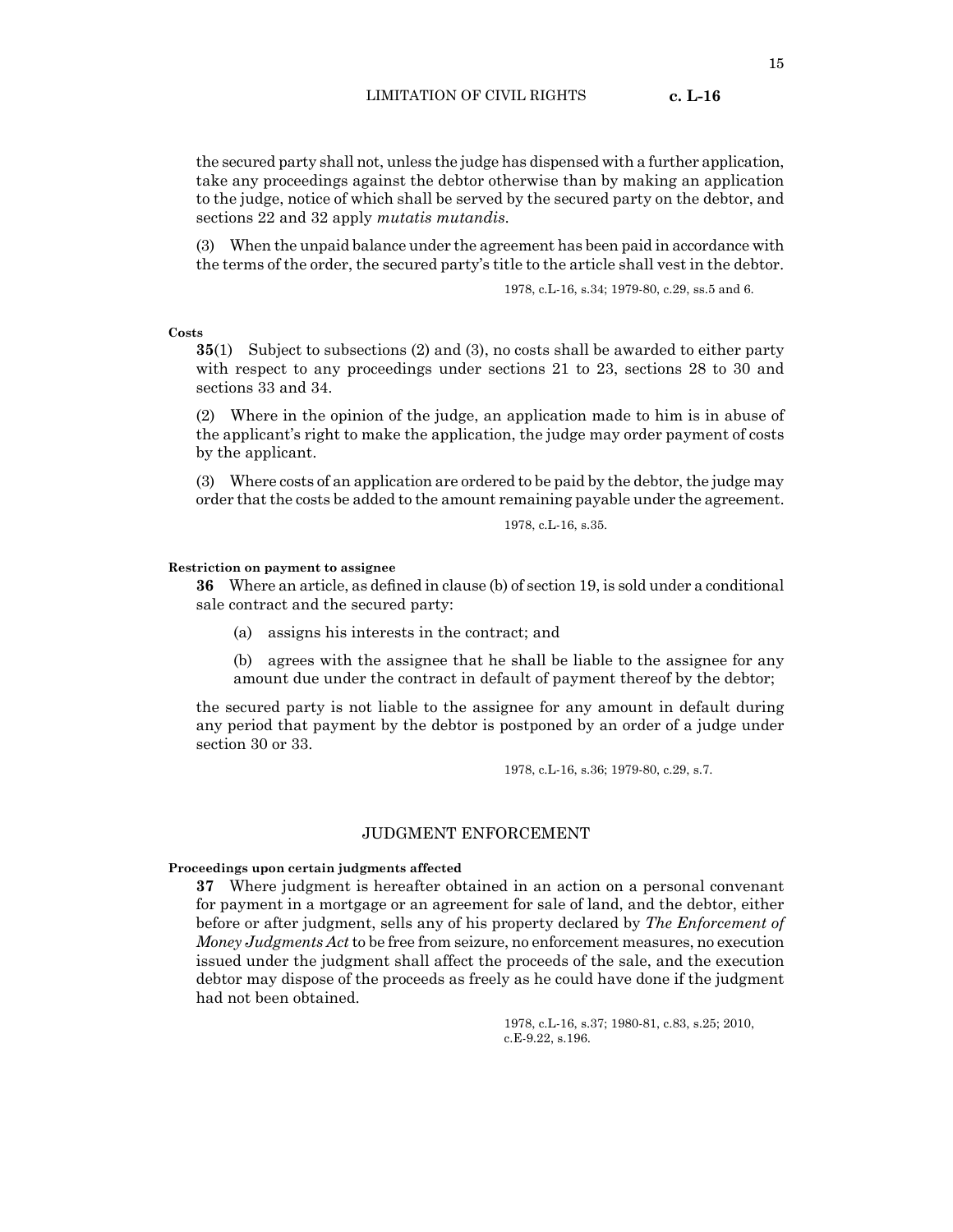the secured party shall not, unless the judge has dispensed with a further application, take any proceedings against the debtor otherwise than by making an application to the judge, notice of which shall be served by the secured party on the debtor, and sections 22 and 32 apply *mutatis mutandis*.

(3) When the unpaid balance under the agreement has been paid in accordance with the terms of the order, the secured party's title to the article shall vest in the debtor.

1978, c.L-16, s.34; 1979-80, c.29, ss.5 and 6.

**Costs**

**35**(1) Subject to subsections (2) and (3), no costs shall be awarded to either party with respect to any proceedings under sections 21 to 23, sections 28 to 30 and sections 33 and 34.

(2) Where in the opinion of the judge, an application made to him is in abuse of the applicant's right to make the application, the judge may order payment of costs by the applicant.

(3) Where costs of an application are ordered to be paid by the debtor, the judge may order that the costs be added to the amount remaining payable under the agreement.

1978, c.L-16, s.35.

**Restriction on payment to assignee**

**36** Where an article, as defined in clause (b) of section 19, is sold under a conditional sale contract and the secured party:

(a) assigns his interests in the contract; and

(b) agrees with the assignee that he shall be liable to the assignee for any amount due under the contract in default of payment thereof by the debtor;

the secured party is not liable to the assignee for any amount in default during any period that payment by the debtor is postponed by an order of a judge under section 30 or 33.

1978, c.L-16, s.36; 1979-80, c.29, s.7.

## JUDGMENT ENFORCEMENT

**Proceedings upon certain judgments affected**

**37** Where judgment is hereafter obtained in an action on a personal convenant for payment in a mortgage or an agreement for sale of land, and the debtor, either before or after judgment, sells any of his property declared by *The Enforcement of Money Judgments Act* to be free from seizure, no enforcement measures, no execution issued under the judgment shall affect the proceeds of the sale, and the execution debtor may dispose of the proceeds as freely as he could have done if the judgment had not been obtained.

1978, c.L-16, s.37; 1980-81, c.83, s.25; 2010, c.E-9.22, s.196.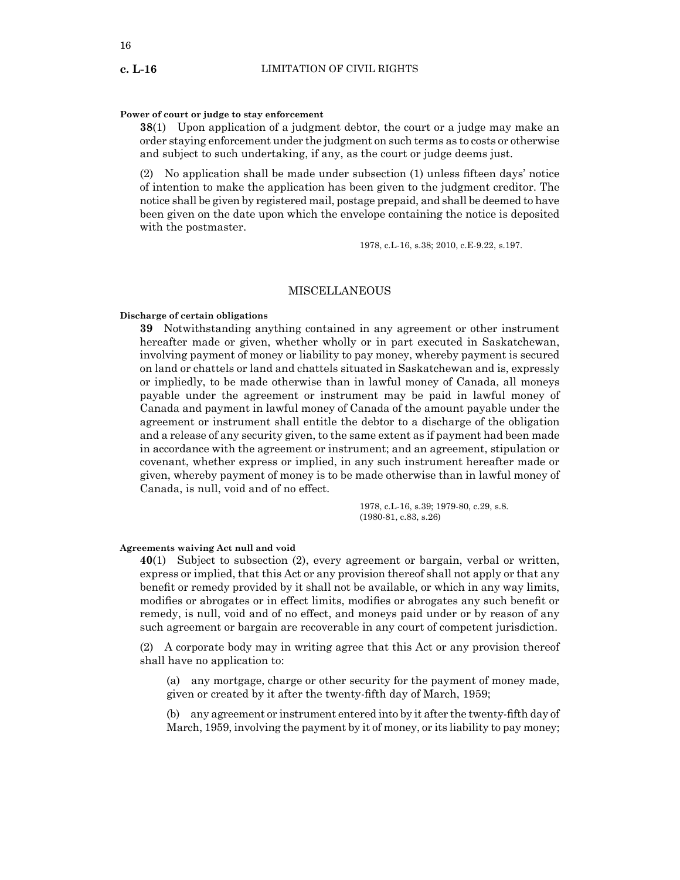**Power of court or judge to stay enforcement**

**38**(1) Upon application of a judgment debtor, the court or a judge may make an order staying enforcement under the judgment on such terms as to costs or otherwise and subject to such undertaking, if any, as the court or judge deems just.

(2) No application shall be made under subsection (1) unless fifteen days' notice of intention to make the application has been given to the judgment creditor. The notice shall be given by registered mail, postage prepaid, and shall be deemed to have been given on the date upon which the envelope containing the notice is deposited with the postmaster.

1978, c.L-16, s.38; 2010, c.E-9.22, s.197.

## MISCELLANEOUS

**Discharge of certain obligations**

**39** Notwithstanding anything contained in any agreement or other instrument hereafter made or given, whether wholly or in part executed in Saskatchewan, involving payment of money or liability to pay money, whereby payment is secured on land or chattels or land and chattels situated in Saskatchewan and is, expressly or impliedly, to be made otherwise than in lawful money of Canada, all moneys payable under the agreement or instrument may be paid in lawful money of Canada and payment in lawful money of Canada of the amount payable under the agreement or instrument shall entitle the debtor to a discharge of the obligation and a release of any security given, to the same extent as if payment had been made in accordance with the agreement or instrument; and an agreement, stipulation or covenant, whether express or implied, in any such instrument hereafter made or given, whereby payment of money is to be made otherwise than in lawful money of Canada, is null, void and of no effect.

1978, c.L-16, s.39; 1979-80, c.29, s.8.
(1980-81, c.83, s.26)

**Agreements waiving Act null and void**

**40**(1) Subject to subsection (2), every agreement or bargain, verbal or written, express or implied, that this Act or any provision thereof shall not apply or that any benefit or remedy provided by it shall not be available, or which in any way limits, modifies or abrogates or in effect limits, modifies or abrogates any such benefit or remedy, is null, void and of no effect, and moneys paid under or by reason of any such agreement or bargain are recoverable in any court of competent jurisdiction.

(2) A corporate body may in writing agree that this Act or any provision thereof shall have no application to:

(a) any mortgage, charge or other security for the payment of money made, given or created by it after the twenty-fifth day of March, 1959;

(b) any agreement or instrument entered into by it after the twenty-fifth day of March, 1959, involving the payment by it of money, or its liability to pay money;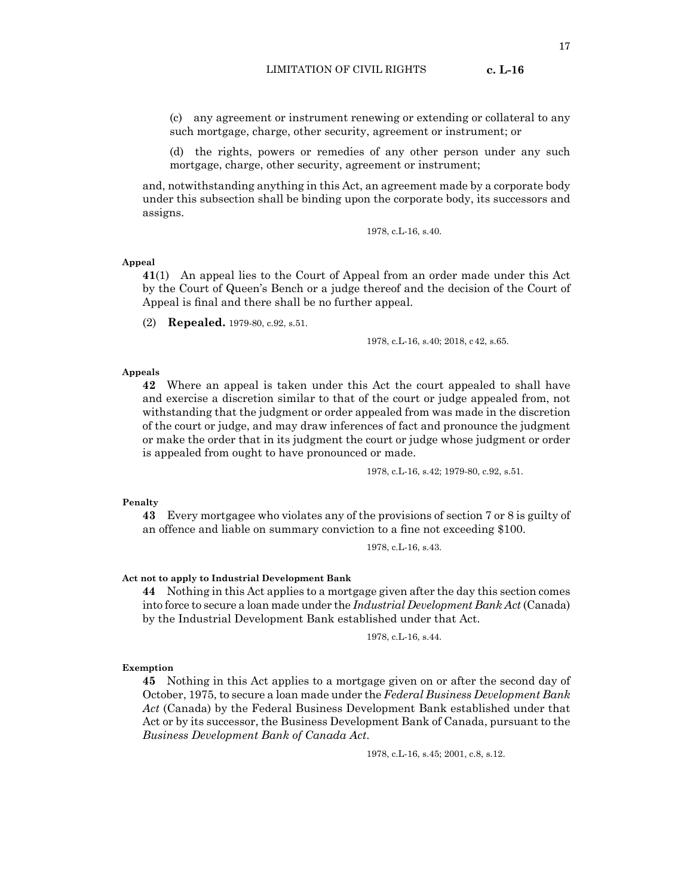(c) any agreement or instrument renewing or extending or collateral to any such mortgage, charge, other security, agreement or instrument; or

(d) the rights, powers or remedies of any other person under any such mortgage, charge, other security, agreement or instrument;

and, notwithstanding anything in this Act, an agreement made by a corporate body under this subsection shall be binding upon the corporate body, its successors and assigns.

1978, c.L-16, s.40.

**Appeal**

**41**(1) An appeal lies to the Court of Appeal from an order made under this Act by the Court of Queen's Bench or a judge thereof and the decision of the Court of Appeal is final and there shall be no further appeal.

(2) **Repealed.** 1979-80, c.92, s.51.

1978, c.L-16, s.40; 2018, c 42, s.65.

**Appeals**

**42** Where an appeal is taken under this Act the court appealed to shall have and exercise a discretion similar to that of the court or judge appealed from, not withstanding that the judgment or order appealed from was made in the discretion of the court or judge, and may draw inferences of fact and pronounce the judgment or make the order that in its judgment the court or judge whose judgment or order is appealed from ought to have pronounced or made.

1978, c.L-16, s.42; 1979-80, c.92, s.51.

**Penalty**

**43** Every mortgagee who violates any of the provisions of section 7 or 8 is guilty of an offence and liable on summary conviction to a fine not exceeding $100.

1978, c.L-16, s.43.

**Act not to apply to Industrial Development Bank**

**44** Nothing in this Act applies to a mortgage given after the day this section comes into force to secure a loan made under the *Industrial Development Bank Act* (Canada) by the Industrial Development Bank established under that Act.

1978, c.L-16, s.44.

**Exemption**

**45** Nothing in this Act applies to a mortgage given on or after the second day of October, 1975, to secure a loan made under the *Federal Business Development Bank Act* (Canada) by the Federal Business Development Bank established under that Act or by its successor, the Business Development Bank of Canada, pursuant to the *Business Development Bank of Canada Act*.

1978, c.L-16, s.45; 2001, c.8, s.12.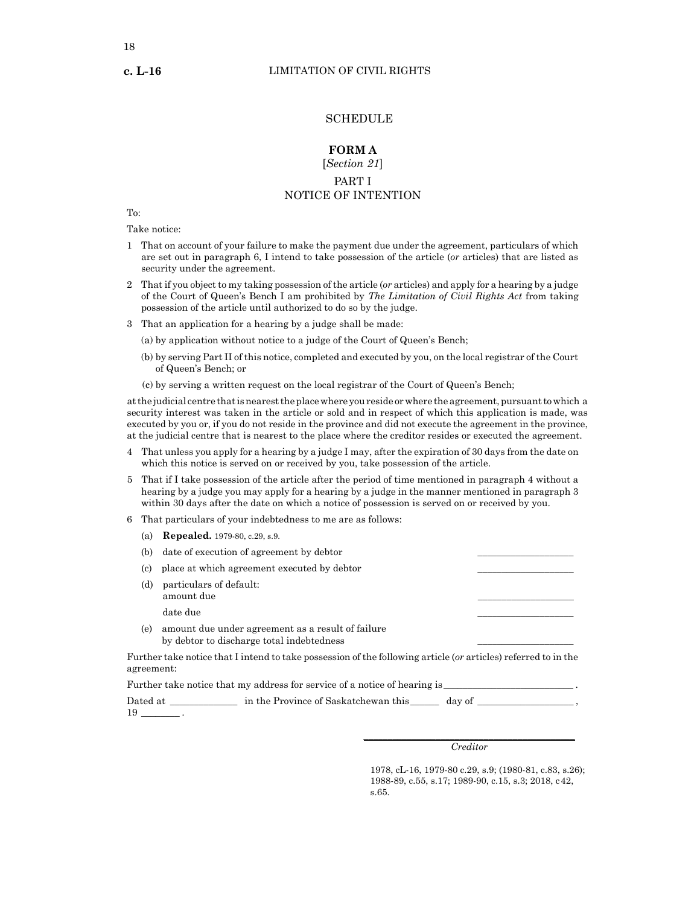# SCHEDULE

## FORM A

[*Section 21*]

### PART I
### NOTICE OF INTENTION

To:

Take notice:

1 That on account of your failure to make the payment due under the agreement, particulars of which are set out in paragraph 6, I intend to take possession of the article (*or* articles) that are listed as security under the agreement.

2 That if you object to my taking possession of the article (*or* articles) and apply for a hearing by a judge of the Court of Queen's Bench I am prohibited by *The Limitation of Civil Rights Act* from taking possession of the article until authorized to do so by the judge.

3 That an application for a hearing by a judge shall be made:

(a) by application without notice to a judge of the Court of Queen's Bench;

(b) by serving Part II of this notice, completed and executed by you, on the local registrar of the Court of Queen's Bench; or

(c) by serving a written request on the local registrar of the Court of Queen's Bench;

at the judicial centre that is nearest the place where you reside or where the agreement, pursuant to which a security interest was taken in the article or sold and in respect of which this application is made, was executed by you or, if you do not reside in the province and did not execute the agreement in the province, at the judicial centre that is nearest to the place where the creditor resides or executed the agreement.

4 That unless you apply for a hearing by a judge I may, after the expiration of 30 days from the date on which this notice is served on or received by you, take possession of the article.

5 That if I take possession of the article after the period of time mentioned in paragraph 4 without a hearing by a judge you may apply for a hearing by a judge in the manner mentioned in paragraph 3 within 30 days after the date on which a notice of possession is served on or received by you.

6 That particulars of your indebtedness to me are as follows:

(a) **Repealed.** 1979-80, c.29, s.9.

(b) date of execution of agreement by debtor ____________________

(c) place at which agreement executed by debtor ____________________

(d) particulars of default:
amount due ____________________

date due ____________________

(e) amount due under agreement as a result of failure by debtor to discharge total indebtedness ____________________

Further take notice that I intend to take possession of the following article (*or* articles) referred to in the agreement:

Further take notice that my address for service of a notice of hearing is __________________________ .

Dated at ______________ in the Province of Saskatchewan this ______ day of ____________________ , 19 ________ .

______________________________________________
*Creditor*

1978, cL-16, 1979-80 c.29, s.9; (1980-81, c.83, s.26); 1988-89, c.55, s.17; 1989-90, c.15, s.3; 2018, c42, s.65.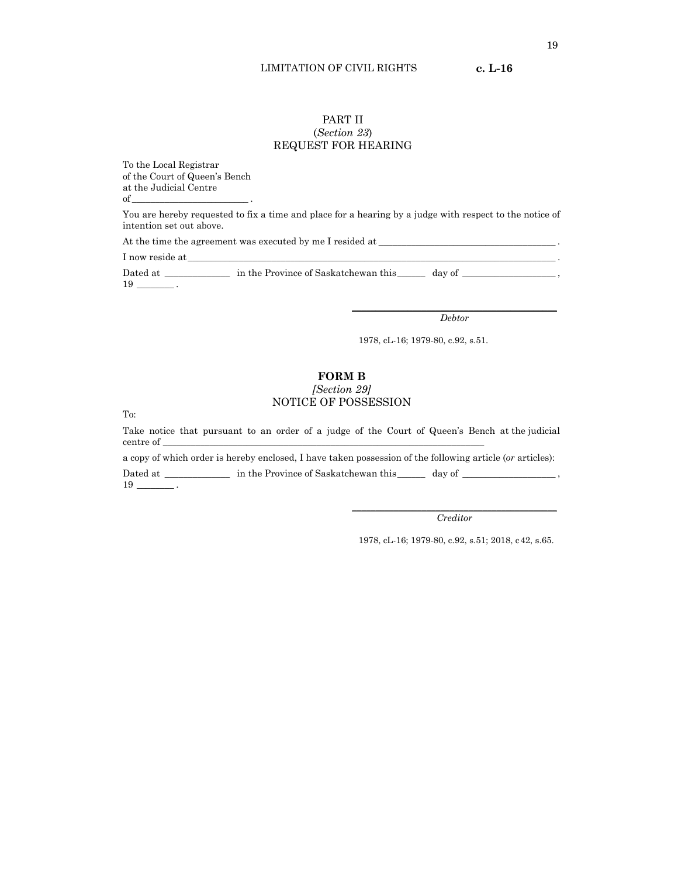## PART II
(*Section 23*)
REQUEST FOR HEARING

To the Local Registrar
of the Court of Queen's Bench
at the Judicial Centre
of ________________________ .

You are hereby requested to fix a time and place for a hearing by a judge with respect to the notice of intention set out above.

At the time the agreement was executed by me I resided at ____________________________________ .

I now reside at ____________________________________________________________________________ .

Dated at _____________ in the Province of Saskatchewan this ______ day of ___________________ , 19 ________ .

_________________________________________
*Debtor*

1978, cL-16; 1979-80, c.92, s.51.

## FORM B
*[Section 29]*
NOTICE OF POSSESSION

To:

Take notice that pursuant to an order of a judge of the Court of Queen's Bench at the judicial centre of _________________________________________________________________

a copy of which order is hereby enclosed, I have taken possession of the following article (*or* articles):

Dated at _____________ in the Province of Saskatchewan this ______ day of ___________________ , 19 ________ .

_________________________________________
*Creditor*

1978, cL-16; 1979-80, c.92, s.51; 2018, c42, s.65.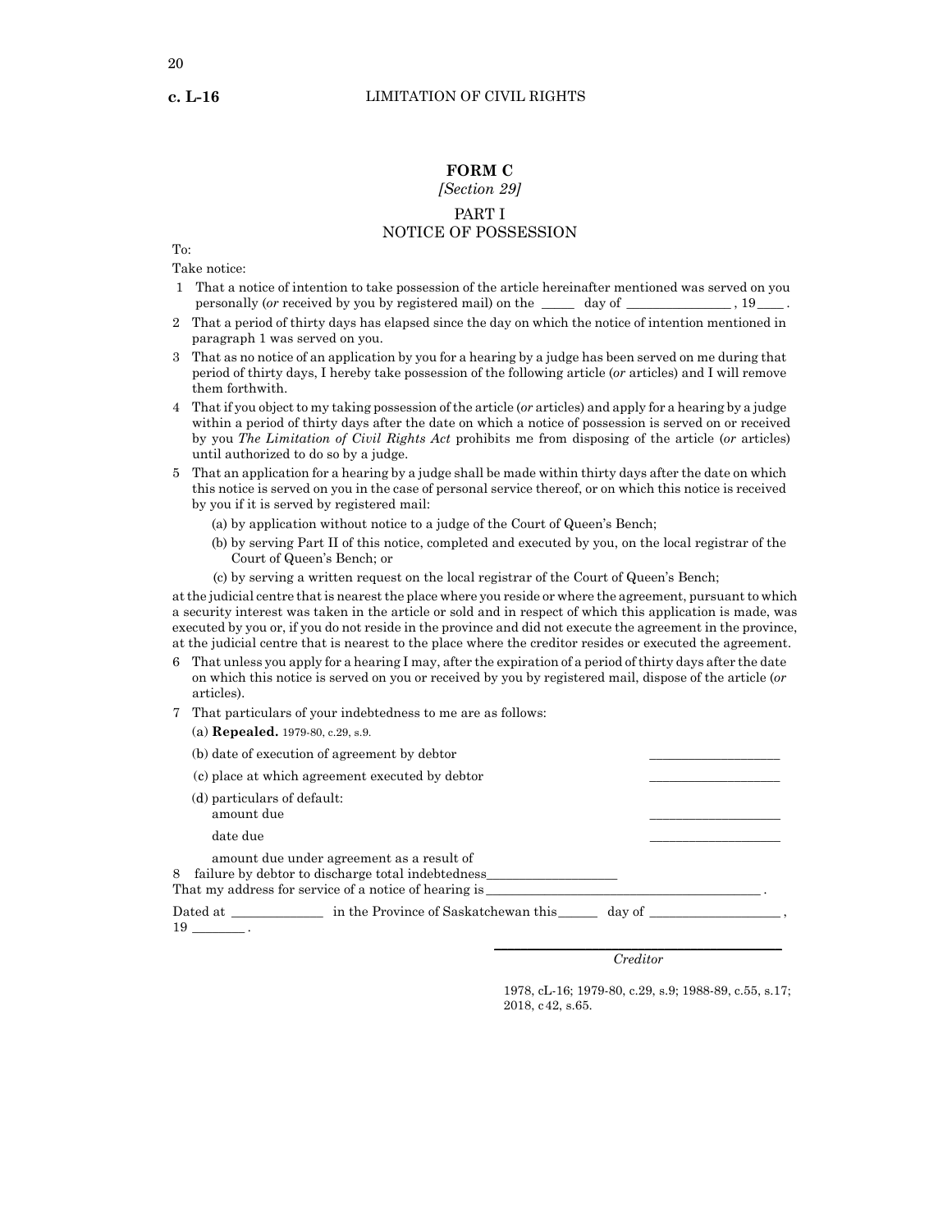## FORM C

*[Section 29]*

### PART I
### NOTICE OF POSSESSION

To:

Take notice:

1 That a notice of intention to take possession of the article hereinafter mentioned was served on you personally (*or* received by you by registered mail) on the _____ day of _______________ , 19____ .

2 That a period of thirty days has elapsed since the day on which the notice of intention mentioned in paragraph 1 was served on you.

3 That as no notice of an application by you for a hearing by a judge has been served on me during that period of thirty days, I hereby take possession of the following article (*or* articles) and I will remove them forthwith.

4 That if you object to my taking possession of the article (*or* articles) and apply for a hearing by a judge within a period of thirty days after the date on which a notice of possession is served on or received by you *The Limitation of Civil Rights Act* prohibits me from disposing of the article (*or* articles) until authorized to do so by a judge.

5 That an application for a hearing by a judge shall be made within thirty days after the date on which this notice is served on you in the case of personal service thereof, or on which this notice is received by you if it is served by registered mail:

(a) by application without notice to a judge of the Court of Queen's Bench;

(b) by serving Part II of this notice, completed and executed by you, on the local registrar of the Court of Queen's Bench; or

(c) by serving a written request on the local registrar of the Court of Queen's Bench;

at the judicial centre that is nearest the place where you reside or where the agreement, pursuant to which a security interest was taken in the article or sold and in respect of which this application is made, was executed by you or, if you do not reside in the province and did not execute the agreement in the province, at the judicial centre that is nearest to the place where the creditor resides or executed the agreement.

6 That unless you apply for a hearing I may, after the expiration of a period of thirty days after the date on which this notice is served on you or received by you by registered mail, dispose of the article (*or* articles).

7 That particulars of your indebtedness to me are as follows:

(a) **Repealed.** 1979-80, c.29, s.9.

(b) date of execution of agreement by debtor ___________________

(c) place at which agreement executed by debtor ___________________

(d) particulars of default:
amount due ___________________

date due ___________________

amount due under agreement as a result of failure by debtor to discharge total indebtedness___________________

8 That my address for service of a notice of hearing is _______________________________________ .

Dated at _____________ in the Province of Saskatchewan this______ day of ___________________ , 19 _______ .

_______________________________________
*Creditor*

1978, cL-16; 1979-80, c.29, s.9; 1988-89, c.55, s.17; 2018, c42, s.65.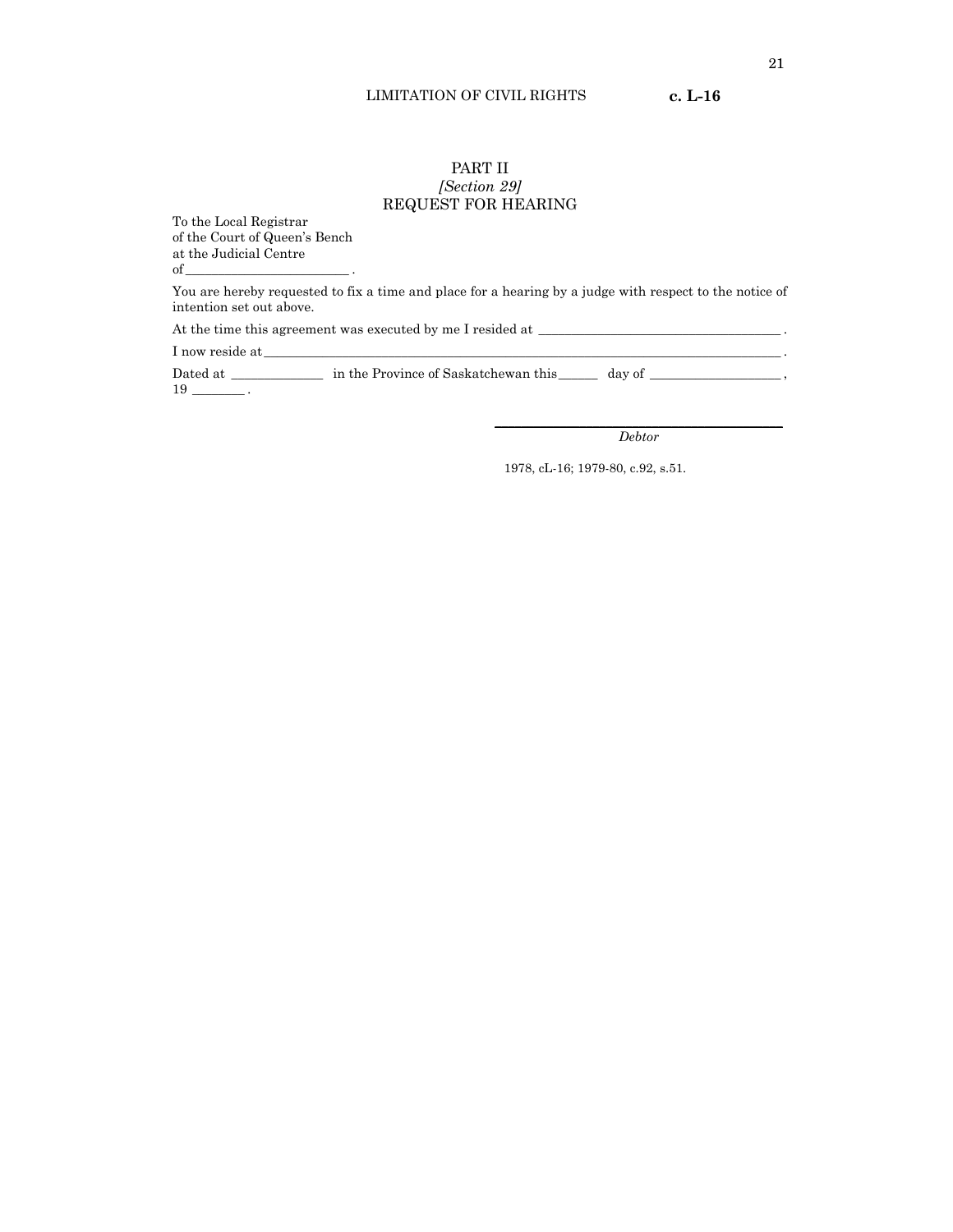## PART II
*[Section 29]*
## REQUEST FOR HEARING

To the Local Registrar
of the Court of Queen's Bench
at the Judicial Centre
of ________________________ .

You are hereby requested to fix a time and place for a hearing by a judge with respect to the notice of intention set out above.

At the time this agreement was executed by me I resided at ____________________________________ .

I now reside at ______________________________________________________________________________ .

Dated at _____________ in the Province of Saskatchewan this ______ day of ___________________ , 19 ________ .

______________________________________________
*Debtor*

1978, cL-16; 1979-80, c.92, s.51.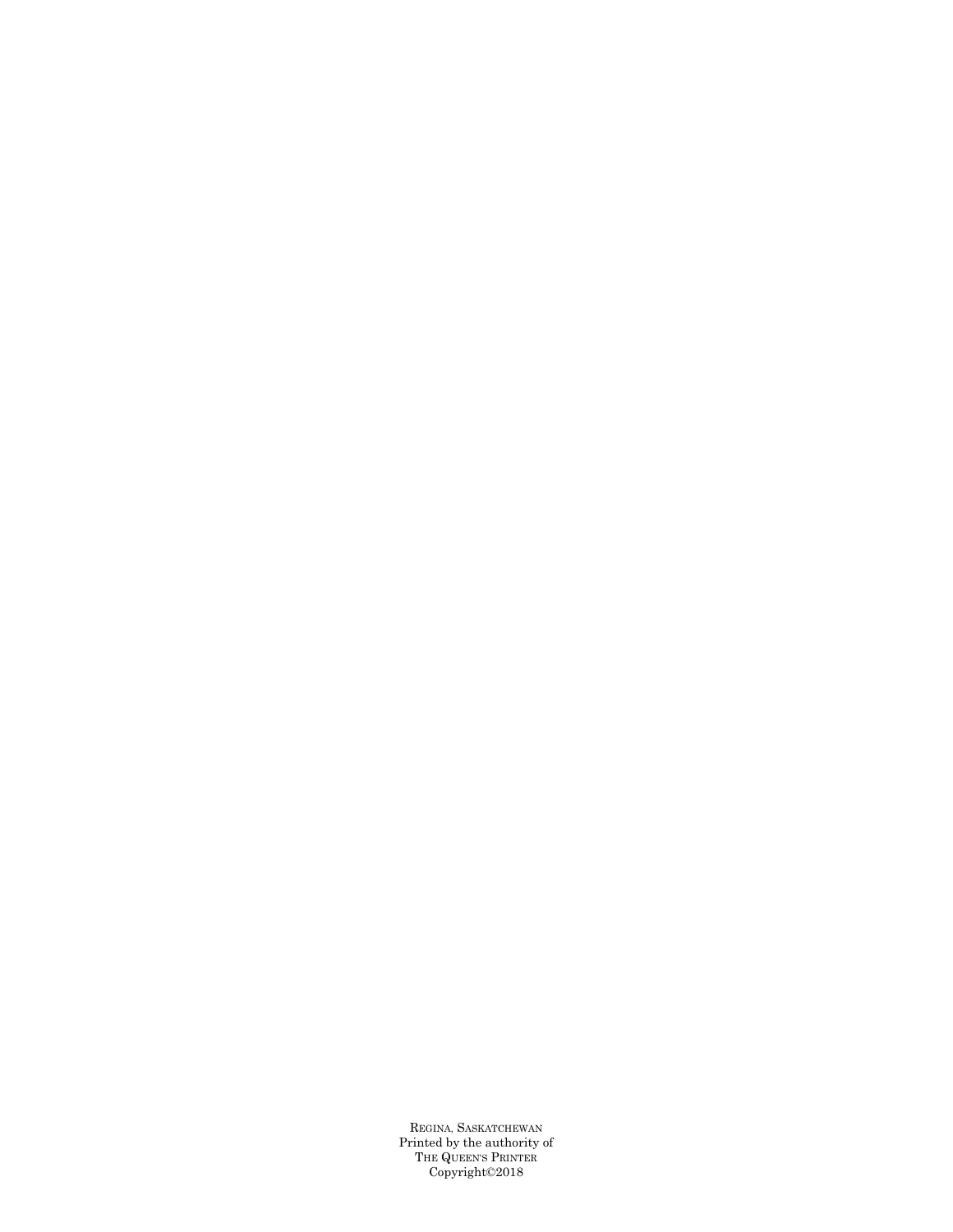REGINA, SASKATCHEWAN
Printed by the authority of
THE QUEEN'S PRINTER
Copyright©2018